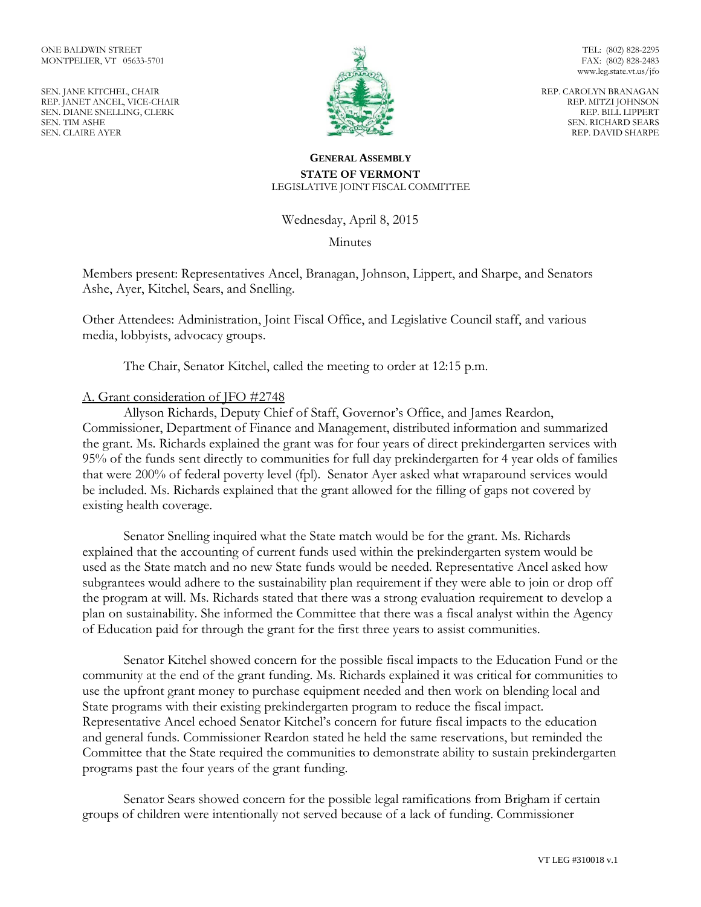ONE BALDWIN STREET
MONTPELIER, VT 05633-5701

SEN. JANE KITCHEL, CHAIR
REP. JANET ANCEL, VICE-CHAIR
SEN. DIANE SNELLING, CLERK
SEN. TIM ASHE
SEN. CLAIRE AYER

TEL: (802) 828-2295
FAX: (802) 828-2483
www.leg.state.vt.us/jfo

REP. CAROLYN BRANAGAN
REP. MITZI JOHNSON
REP. BILL LIPPERT
SEN. RICHARD SEARS
REP. DAVID SHARPE

**GENERAL ASSEMBLY**
**STATE OF VERMONT**
LEGISLATIVE JOINT FISCAL COMMITTEE

Wednesday, April 8, 2015

Minutes

Members present: Representatives Ancel, Branagan, Johnson, Lippert, and Sharpe, and Senators Ashe, Ayer, Kitchel, Sears, and Snelling.

Other Attendees: Administration, Joint Fiscal Office, and Legislative Council staff, and various media, lobbyists, advocacy groups.

The Chair, Senator Kitchel, called the meeting to order at 12:15 p.m.

A. Grant consideration of JFO #2748

Allyson Richards, Deputy Chief of Staff, Governor's Office, and James Reardon, Commissioner, Department of Finance and Management, distributed information and summarized the grant. Ms. Richards explained the grant was for four years of direct prekindergarten services with 95% of the funds sent directly to communities for full day prekindergarten for 4 year olds of families that were 200% of federal poverty level (fpl). Senator Ayer asked what wraparound services would be included. Ms. Richards explained that the grant allowed for the filling of gaps not covered by existing health coverage.

Senator Snelling inquired what the State match would be for the grant. Ms. Richards explained that the accounting of current funds used within the prekindergarten system would be used as the State match and no new State funds would be needed. Representative Ancel asked how subgrantees would adhere to the sustainability plan requirement if they were able to join or drop off the program at will. Ms. Richards stated that there was a strong evaluation requirement to develop a plan on sustainability. She informed the Committee that there was a fiscal analyst within the Agency of Education paid for through the grant for the first three years to assist communities.

Senator Kitchel showed concern for the possible fiscal impacts to the Education Fund or the community at the end of the grant funding. Ms. Richards explained it was critical for communities to use the upfront grant money to purchase equipment needed and then work on blending local and State programs with their existing prekindergarten program to reduce the fiscal impact. Representative Ancel echoed Senator Kitchel's concern for future fiscal impacts to the education and general funds. Commissioner Reardon stated he held the same reservations, but reminded the Committee that the State required the communities to demonstrate ability to sustain prekindergarten programs past the four years of the grant funding.

Senator Sears showed concern for the possible legal ramifications from Brigham if certain groups of children were intentionally not served because of a lack of funding. Commissioner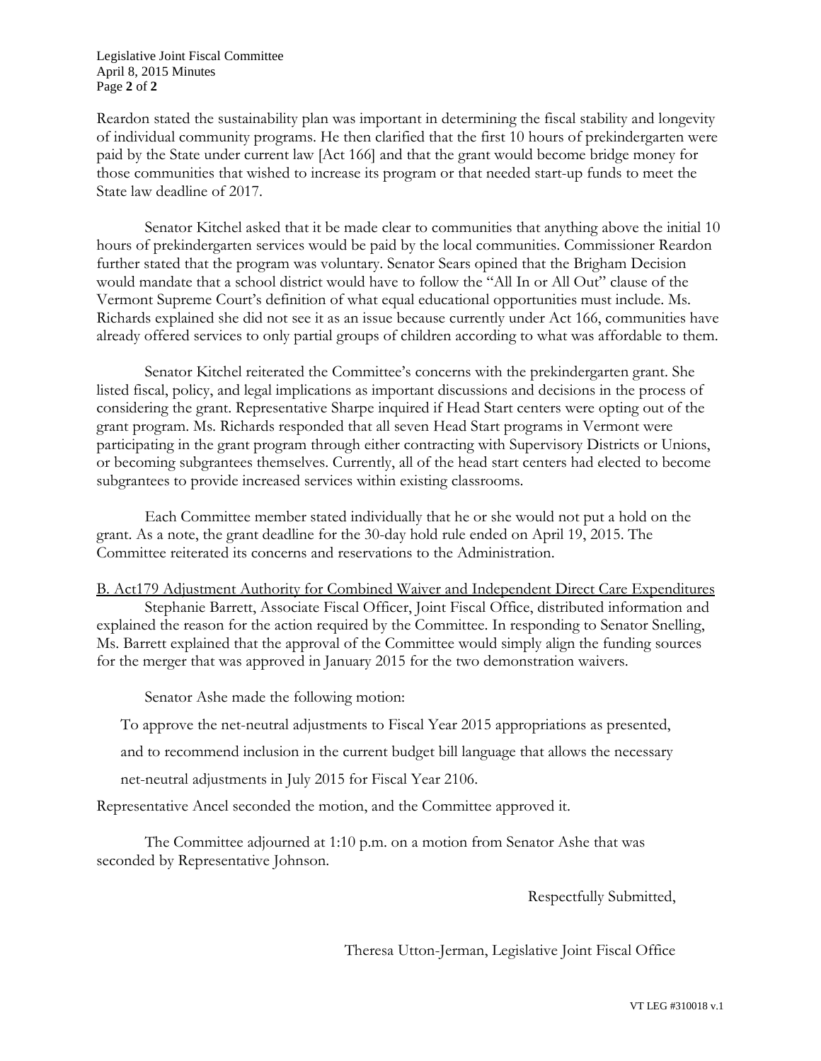Reardon stated the sustainability plan was important in determining the fiscal stability and longevity of individual community programs. He then clarified that the first 10 hours of prekindergarten were paid by the State under current law [Act 166] and that the grant would become bridge money for those communities that wished to increase its program or that needed start-up funds to meet the State law deadline of 2017.

Senator Kitchel asked that it be made clear to communities that anything above the initial 10 hours of prekindergarten services would be paid by the local communities. Commissioner Reardon further stated that the program was voluntary. Senator Sears opined that the Brigham Decision would mandate that a school district would have to follow the "All In or All Out" clause of the Vermont Supreme Court's definition of what equal educational opportunities must include. Ms. Richards explained she did not see it as an issue because currently under Act 166, communities have already offered services to only partial groups of children according to what was affordable to them.

Senator Kitchel reiterated the Committee's concerns with the prekindergarten grant. She listed fiscal, policy, and legal implications as important discussions and decisions in the process of considering the grant. Representative Sharpe inquired if Head Start centers were opting out of the grant program. Ms. Richards responded that all seven Head Start programs in Vermont were participating in the grant program through either contracting with Supervisory Districts or Unions, or becoming subgrantees themselves. Currently, all of the head start centers had elected to become subgrantees to provide increased services within existing classrooms.

Each Committee member stated individually that he or she would not put a hold on the grant. As a note, the grant deadline for the 30-day hold rule ended on April 19, 2015. The Committee reiterated its concerns and reservations to the Administration.

B. Act179 Adjustment Authority for Combined Waiver and Independent Direct Care Expenditures

Stephanie Barrett, Associate Fiscal Officer, Joint Fiscal Office, distributed information and explained the reason for the action required by the Committee. In responding to Senator Snelling, Ms. Barrett explained that the approval of the Committee would simply align the funding sources for the merger that was approved in January 2015 for the two demonstration waivers.

Senator Ashe made the following motion:

> To approve the net-neutral adjustments to Fiscal Year 2015 appropriations as presented, and to recommend inclusion in the current budget bill language that allows the necessary net-neutral adjustments in July 2015 for Fiscal Year 2106.

Representative Ancel seconded the motion, and the Committee approved it.

The Committee adjourned at 1:10 p.m. on a motion from Senator Ashe that was seconded by Representative Johnson.

Respectfully Submitted,

Theresa Utton-Jerman, Legislative Joint Fiscal Office

VT LEG #310018 v.1